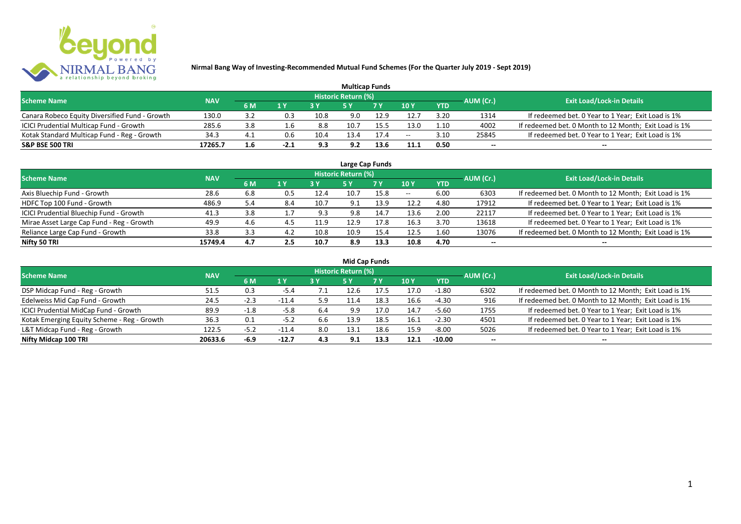# Nirmal Bang Way of Investing-Recommended Mutual Fund Schemes (For the Quarter July 2019 - Sept 2019)

## Multicap Funds

| Scheme Name | NAV | Historic Return (%) | | | | | | | AUM (Cr.) | Exit Load/Lock-in Details |
|---|---|---|---|---|---|---|---|---|---|---|
| | | 6 M | 1 Y | 3 Y | 5 Y | 7 Y | 10 Y | YTD | | |
| Canara Robeco Equity Diversified Fund - Growth | 130.0 | 3.2 | 0.3 | 10.8 | 9.0 | 12.9 | 12.7 | 3.20 | 1314 | If redeemed bet. 0 Year to 1 Year; Exit Load is 1% |
| ICICI Prudential Multicap Fund - Growth | 285.6 | 3.8 | 1.6 | 8.8 | 10.7 | 15.5 | 13.0 | 1.10 | 4002 | If redeemed bet. 0 Month to 12 Month; Exit Load is 1% |
| Kotak Standard Multicap Fund - Reg - Growth | 34.3 | 4.1 | 0.6 | 10.4 | 13.4 | 17.4 | -- | 3.10 | 25845 | If redeemed bet. 0 Year to 1 Year; Exit Load is 1% |
| **S&P BSE 500 TRI** | **17265.7** | **1.6** | **-2.1** | **9.3** | **9.2** | **13.6** | **11.1** | **0.50** | **--** | **--** |

## Large Cap Funds

| Scheme Name | NAV | Historic Return (%) | | | | | | | AUM (Cr.) | Exit Load/Lock-in Details |
|---|---|---|---|---|---|---|---|---|---|---|
| | | 6 M | 1 Y | 3 Y | 5 Y | 7 Y | 10 Y | YTD | | |
| Axis Bluechip Fund - Growth | 28.6 | 6.8 | 0.5 | 12.4 | 10.7 | 15.8 | -- | 6.00 | 6303 | If redeemed bet. 0 Month to 12 Month; Exit Load is 1% |
| HDFC Top 100 Fund - Growth | 486.9 | 5.4 | 8.4 | 10.7 | 9.1 | 13.9 | 12.2 | 4.80 | 17912 | If redeemed bet. 0 Year to 1 Year; Exit Load is 1% |
| ICICI Prudential Bluechip Fund - Growth | 41.3 | 3.8 | 1.7 | 9.3 | 9.8 | 14.7 | 13.6 | 2.00 | 22117 | If redeemed bet. 0 Year to 1 Year; Exit Load is 1% |
| Mirae Asset Large Cap Fund - Reg - Growth | 49.9 | 4.6 | 4.5 | 11.9 | 12.9 | 17.8 | 16.3 | 3.70 | 13618 | If redeemed bet. 0 Year to 1 Year; Exit Load is 1% |
| Reliance Large Cap Fund - Growth | 33.8 | 3.3 | 4.2 | 10.8 | 10.9 | 15.4 | 12.5 | 1.60 | 13076 | If redeemed bet. 0 Month to 12 Month; Exit Load is 1% |
| **Nifty 50 TRI** | **15749.4** | **4.7** | **2.5** | **10.7** | **8.9** | **13.3** | **10.8** | **4.70** | **--** | **--** |

## Mid Cap Funds

| Scheme Name | NAV | Historic Return (%) | | | | | | | AUM (Cr.) | Exit Load/Lock-in Details |
|---|---|---|---|---|---|---|---|---|---|---|
| | | 6 M | 1 Y | 3 Y | 5 Y | 7 Y | 10 Y | YTD | | |
| DSP Midcap Fund - Reg - Growth | 51.5 | 0.3 | -5.4 | 7.1 | 12.6 | 17.5 | 17.0 | -1.80 | 6302 | If redeemed bet. 0 Month to 12 Month; Exit Load is 1% |
| Edelweiss Mid Cap Fund - Growth | 24.5 | -2.3 | -11.4 | 5.9 | 11.4 | 18.3 | 16.6 | -4.30 | 916 | If redeemed bet. 0 Month to 12 Month; Exit Load is 1% |
| ICICI Prudential MidCap Fund - Growth | 89.9 | -1.8 | -5.8 | 6.4 | 9.9 | 17.0 | 14.7 | -5.60 | 1755 | If redeemed bet. 0 Year to 1 Year; Exit Load is 1% |
| Kotak Emerging Equity Scheme - Reg - Growth | 36.3 | 0.1 | -5.2 | 6.6 | 13.9 | 18.5 | 16.1 | -2.30 | 4501 | If redeemed bet. 0 Year to 1 Year; Exit Load is 1% |
| L&T Midcap Fund - Reg - Growth | 122.5 | -5.2 | -11.4 | 8.0 | 13.1 | 18.6 | 15.9 | -8.00 | 5026 | If redeemed bet. 0 Year to 1 Year; Exit Load is 1% |
| **Nifty Midcap 100 TRI** | **20633.6** | **-6.9** | **-12.7** | **4.3** | **9.1** | **13.3** | **12.1** | **-10.00** | **--** | **--** |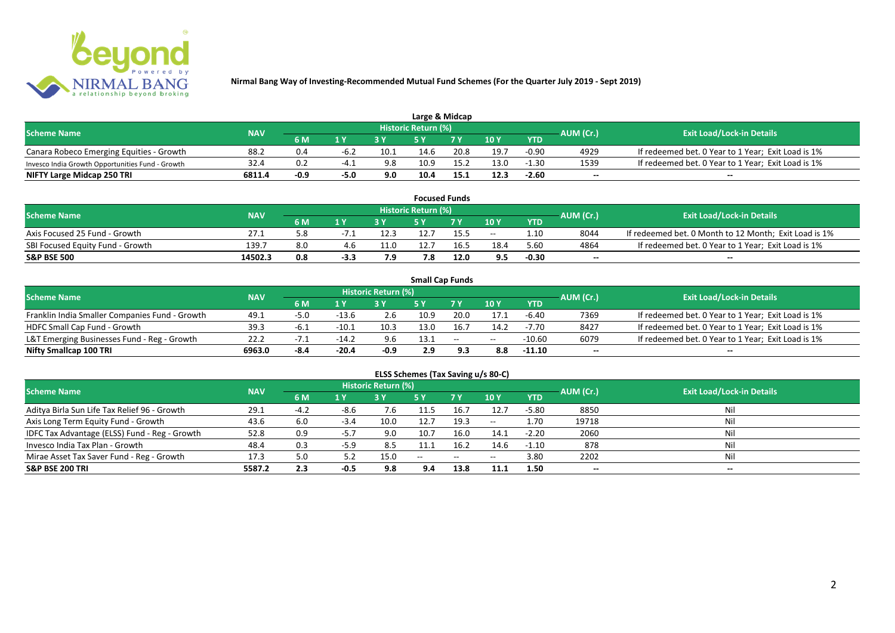**Nirmal Bang Way of Investing-Recommended Mutual Fund Schemes (For the Quarter July 2019 - Sept 2019)**

## Large & Midcap

| Scheme Name | NAV | Historic Return (%) | | | | | | | AUM (Cr.) | Exit Load/Lock-in Details |
|---|---|---|---|---|---|---|---|---|---|---|
| | | 6 M | 1 Y | 3 Y | 5 Y | 7 Y | 10 Y | YTD | | |
| Canara Robeco Emerging Equities - Growth | 88.2 | 0.4 | -6.2 | 10.1 | 14.6 | 20.8 | 19.7 | -0.90 | 4929 | If redeemed bet. 0 Year to 1 Year; Exit Load is 1% |
| Invesco India Growth Opportunities Fund - Growth | 32.4 | 0.2 | -4.1 | 9.8 | 10.9 | 15.2 | 13.0 | -1.30 | 1539 | If redeemed bet. 0 Year to 1 Year; Exit Load is 1% |
| **NIFTY Large Midcap 250 TRI** | **6811.4** | **-0.9** | **-5.0** | **9.0** | **10.4** | **15.1** | **12.3** | **-2.60** | -- | -- |

## Focused Funds

| Scheme Name | NAV | Historic Return (%) | | | | | | | AUM (Cr.) | Exit Load/Lock-in Details |
|---|---|---|---|---|---|---|---|---|---|---|
| | | 6 M | 1 Y | 3 Y | 5 Y | 7 Y | 10 Y | YTD | | |
| Axis Focused 25 Fund - Growth | 27.1 | 5.8 | -7.1 | 12.3 | 12.7 | 15.5 | -- | 1.10 | 8044 | If redeemed bet. 0 Month to 12 Month; Exit Load is 1% |
| SBI Focused Equity Fund - Growth | 139.7 | 8.0 | 4.6 | 11.0 | 12.7 | 16.5 | 18.4 | 5.60 | 4864 | If redeemed bet. 0 Year to 1 Year; Exit Load is 1% |
| **S&P BSE 500** | **14502.3** | **0.8** | **-3.3** | **7.9** | **7.8** | **12.0** | **9.5** | **-0.30** | -- | -- |

## Small Cap Funds

| Scheme Name | NAV | Historic Return (%) | | | | | | | AUM (Cr.) | Exit Load/Lock-in Details |
|---|---|---|---|---|---|---|---|---|---|---|
| | | 6 M | 1 Y | 3 Y | 5 Y | 7 Y | 10 Y | YTD | | |
| Franklin India Smaller Companies Fund - Growth | 49.1 | -5.0 | -13.6 | 2.6 | 10.9 | 20.0 | 17.1 | -6.40 | 7369 | If redeemed bet. 0 Year to 1 Year; Exit Load is 1% |
| HDFC Small Cap Fund - Growth | 39.3 | -6.1 | -10.1 | 10.3 | 13.0 | 16.7 | 14.2 | -7.70 | 8427 | If redeemed bet. 0 Year to 1 Year; Exit Load is 1% |
| L&T Emerging Businesses Fund - Reg - Growth | 22.2 | -7.1 | -14.2 | 9.6 | 13.1 | -- | -- | -10.60 | 6079 | If redeemed bet. 0 Year to 1 Year; Exit Load is 1% |
| **Nifty Smallcap 100 TRI** | **6963.0** | **-8.4** | **-20.4** | **-0.9** | **2.9** | **9.3** | **8.8** | **-11.10** | -- | -- |

## ELSS Schemes (Tax Saving u/s 80-C)

| Scheme Name | NAV | Historic Return (%) | | | | | | | AUM (Cr.) | Exit Load/Lock-in Details |
|---|---|---|---|---|---|---|---|---|---|---|
| | | 6 M | 1 Y | 3 Y | 5 Y | 7 Y | 10 Y | YTD | | |
| Aditya Birla Sun Life Tax Relief 96 - Growth | 29.1 | -4.2 | -8.6 | 7.6 | 11.5 | 16.7 | 12.7 | -5.80 | 8850 | Nil |
| Axis Long Term Equity Fund - Growth | 43.6 | 6.0 | -3.4 | 10.0 | 12.7 | 19.3 | -- | 1.70 | 19718 | Nil |
| IDFC Tax Advantage (ELSS) Fund - Reg - Growth | 52.8 | 0.9 | -5.7 | 9.0 | 10.7 | 16.0 | 14.1 | -2.20 | 2060 | Nil |
| Invesco India Tax Plan - Growth | 48.4 | 0.3 | -5.9 | 8.5 | 11.1 | 16.2 | 14.6 | -1.10 | 878 | Nil |
| Mirae Asset Tax Saver Fund - Reg - Growth | 17.3 | 5.0 | 5.2 | 15.0 | -- | -- | -- | 3.80 | 2202 | Nil |
| **S&P BSE 200 TRI** | **5587.2** | **2.3** | **-0.5** | **9.8** | **9.4** | **13.8** | **11.1** | **1.50** | -- | -- |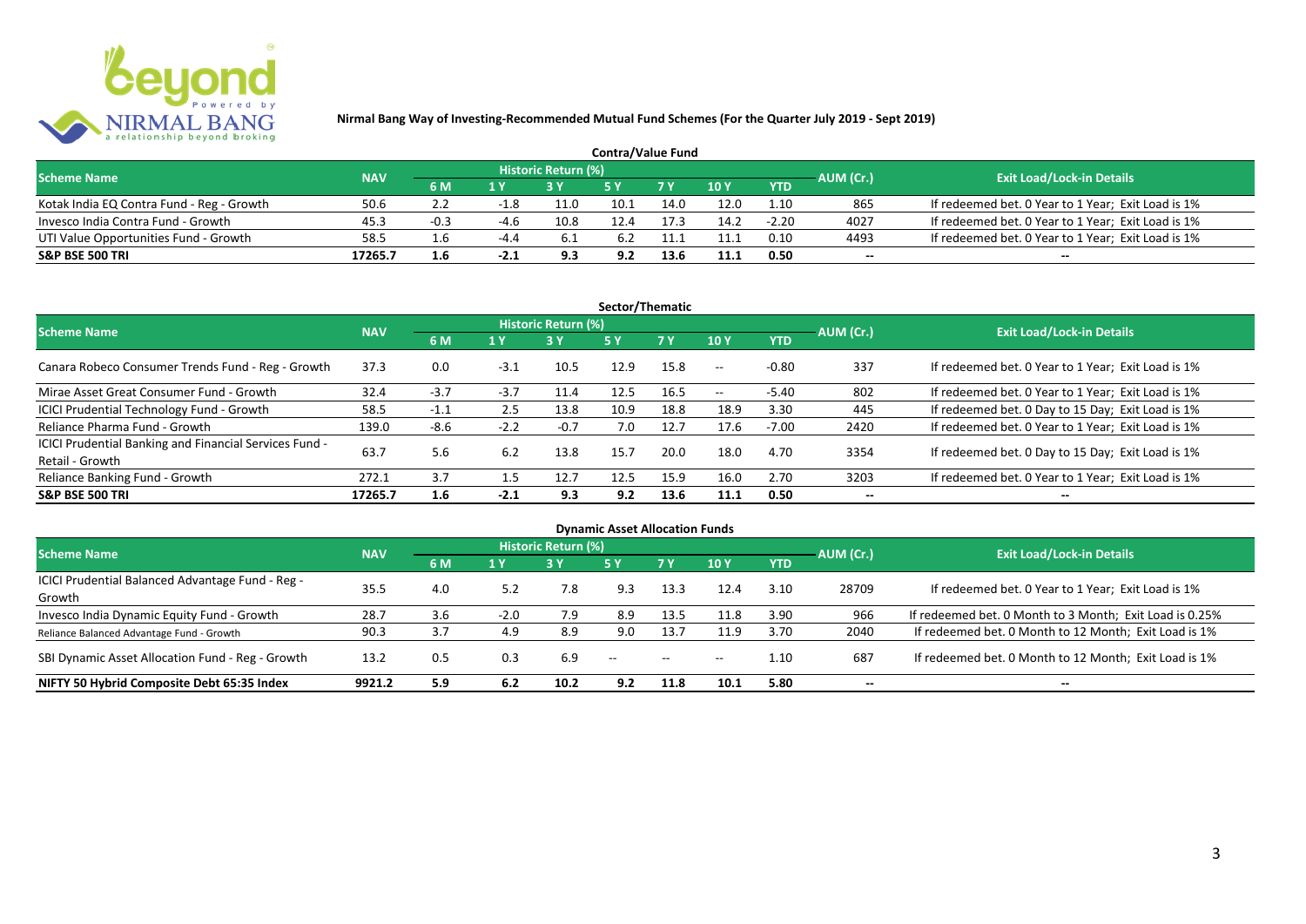**Nirmal Bang Way of Investing-Recommended Mutual Fund Schemes (For the Quarter July 2019 - Sept 2019)**

### Contra/Value Fund

| Scheme Name | NAV | Historic Return (%) | | | | | | | AUM (Cr.) | Exit Load/Lock-in Details |
|---|---|---|---|---|---|---|---|---|---|---|
| | | 6 M | 1 Y | 3 Y | 5 Y | 7 Y | 10 Y | YTD | | |
| Kotak India EQ Contra Fund - Reg - Growth | 50.6 | 2.2 | -1.8 | 11.0 | 10.1 | 14.0 | 12.0 | 1.10 | 865 | If redeemed bet. 0 Year to 1 Year; Exit Load is 1% |
| Invesco India Contra Fund - Growth | 45.3 | -0.3 | -4.6 | 10.8 | 12.4 | 17.3 | 14.2 | -2.20 | 4027 | If redeemed bet. 0 Year to 1 Year; Exit Load is 1% |
| UTI Value Opportunities Fund - Growth | 58.5 | 1.6 | -4.4 | 6.1 | 6.2 | 11.1 | 11.1 | 0.10 | 4493 | If redeemed bet. 0 Year to 1 Year; Exit Load is 1% |
| **S&P BSE 500 TRI** | **17265.7** | **1.6** | **-2.1** | **9.3** | **9.2** | **13.6** | **11.1** | **0.50** | **--** | **--** |

### Sector/Thematic

| Scheme Name | NAV | Historic Return (%) | | | | | | | AUM (Cr.) | Exit Load/Lock-in Details |
|---|---|---|---|---|---|---|---|---|---|---|
| | | 6 M | 1 Y | 3 Y | 5 Y | 7 Y | 10 Y | YTD | | |
| Canara Robeco Consumer Trends Fund - Reg - Growth | 37.3 | 0.0 | -3.1 | 10.5 | 12.9 | 15.8 | -- | -0.80 | 337 | If redeemed bet. 0 Year to 1 Year; Exit Load is 1% |
| Mirae Asset Great Consumer Fund - Growth | 32.4 | -3.7 | -3.7 | 11.4 | 12.5 | 16.5 | -- | -5.40 | 802 | If redeemed bet. 0 Year to 1 Year; Exit Load is 1% |
| ICICI Prudential Technology Fund - Growth | 58.5 | -1.1 | 2.5 | 13.8 | 10.9 | 18.8 | 18.9 | 3.30 | 445 | If redeemed bet. 0 Day to 15 Day; Exit Load is 1% |
| Reliance Pharma Fund - Growth | 139.0 | -8.6 | -2.2 | -0.7 | 7.0 | 12.7 | 17.6 | -7.00 | 2420 | If redeemed bet. 0 Year to 1 Year; Exit Load is 1% |
| ICICI Prudential Banking and Financial Services Fund - Retail - Growth | 63.7 | 5.6 | 6.2 | 13.8 | 15.7 | 20.0 | 18.0 | 4.70 | 3354 | If redeemed bet. 0 Day to 15 Day; Exit Load is 1% |
| Reliance Banking Fund - Growth | 272.1 | 3.7 | 1.5 | 12.7 | 12.5 | 15.9 | 16.0 | 2.70 | 3203 | If redeemed bet. 0 Year to 1 Year; Exit Load is 1% |
| **S&P BSE 500 TRI** | **17265.7** | **1.6** | **-2.1** | **9.3** | **9.2** | **13.6** | **11.1** | **0.50** | **--** | **--** |

### Dynamic Asset Allocation Funds

| Scheme Name | NAV | Historic Return (%) | | | | | | | AUM (Cr.) | Exit Load/Lock-in Details |
|---|---|---|---|---|---|---|---|---|---|---|
| | | 6 M | 1 Y | 3 Y | 5 Y | 7 Y | 10 Y | YTD | | |
| ICICI Prudential Balanced Advantage Fund - Reg - Growth | 35.5 | 4.0 | 5.2 | 7.8 | 9.3 | 13.3 | 12.4 | 3.10 | 28709 | If redeemed bet. 0 Year to 1 Year; Exit Load is 1% |
| Invesco India Dynamic Equity Fund - Growth | 28.7 | 3.6 | -2.0 | 7.9 | 8.9 | 13.5 | 11.8 | 3.90 | 966 | If redeemed bet. 0 Month to 3 Month; Exit Load is 0.25% |
| Reliance Balanced Advantage Fund - Growth | 90.3 | 3.7 | 4.9 | 8.9 | 9.0 | 13.7 | 11.9 | 3.70 | 2040 | If redeemed bet. 0 Month to 12 Month; Exit Load is 1% |
| SBI Dynamic Asset Allocation Fund - Reg - Growth | 13.2 | 0.5 | 0.3 | 6.9 | -- | -- | -- | 1.10 | 687 | If redeemed bet. 0 Month to 12 Month; Exit Load is 1% |
| **NIFTY 50 Hybrid Composite Debt 65:35 Index** | **9921.2** | **5.9** | **6.2** | **10.2** | **9.2** | **11.8** | **10.1** | **5.80** | **--** | **--** |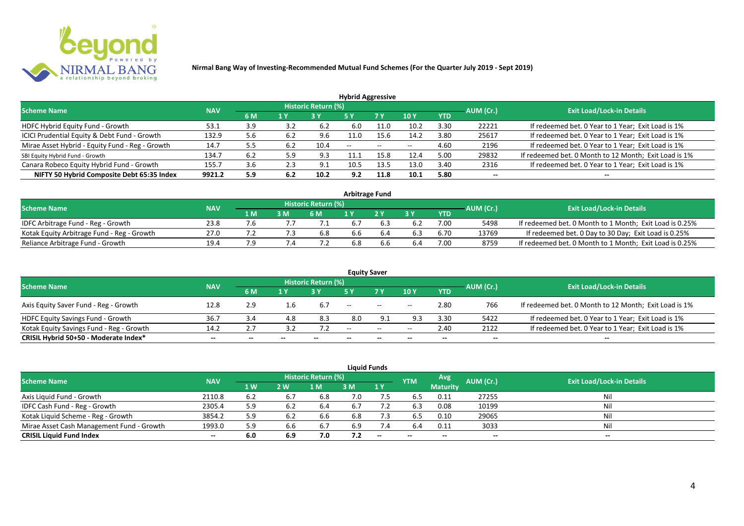**Nirmal Bang Way of Investing-Recommended Mutual Fund Schemes (For the Quarter July 2019 - Sept 2019)**

## Hybrid Aggressive

| Scheme Name | NAV | Historic Return (%) | | | | | | | AUM (Cr.) | Exit Load/Lock-in Details |
|---|---|---|---|---|---|---|---|---|---|---|
| | | 6 M | 1 Y | 3 Y | 5 Y | 7 Y | 10 Y | YTD | | |
| HDFC Hybrid Equity Fund - Growth | 53.1 | 3.9 | 3.2 | 6.2 | 6.0 | 11.0 | 10.2 | 3.30 | 22221 | If redeemed bet. 0 Year to 1 Year; Exit Load is 1% |
| ICICI Prudential Equity & Debt Fund - Growth | 132.9 | 5.6 | 6.2 | 9.6 | 11.0 | 15.6 | 14.2 | 3.80 | 25617 | If redeemed bet. 0 Year to 1 Year; Exit Load is 1% |
| Mirae Asset Hybrid - Equity Fund - Reg - Growth | 14.7 | 5.5 | 6.2 | 10.4 | -- | -- | -- | 4.60 | 2196 | If redeemed bet. 0 Year to 1 Year; Exit Load is 1% |
| SBI Equity Hybrid Fund - Growth | 134.7 | 6.2 | 5.9 | 9.3 | 11.1 | 15.8 | 12.4 | 5.00 | 29832 | If redeemed bet. 0 Month to 12 Month; Exit Load is 1% |
| Canara Robeco Equity Hybrid Fund - Growth | 155.7 | 3.6 | 2.3 | 9.1 | 10.5 | 13.5 | 13.0 | 3.40 | 2316 | If redeemed bet. 0 Year to 1 Year; Exit Load is 1% |
| **NIFTY 50 Hybrid Composite Debt 65:35 Index** | **9921.2** | **5.9** | **6.2** | **10.2** | **9.2** | **11.8** | **10.1** | **5.80** | **--** | **--** |

## Arbitrage Fund

| Scheme Name | NAV | Historic Return (%) | | | | | | | AUM (Cr.) | Exit Load/Lock-in Details |
|---|---|---|---|---|---|---|---|---|---|---|
| | | 1 M | 3 M | 6 M | 1 Y | 2 Y | 3 Y | YTD | | |
| IDFC Arbitrage Fund - Reg - Growth | 23.8 | 7.6 | 7.7 | 7.1 | 6.7 | 6.3 | 6.2 | 7.00 | 5498 | If redeemed bet. 0 Month to 1 Month; Exit Load is 0.25% |
| Kotak Equity Arbitrage Fund - Reg - Growth | 27.0 | 7.2 | 7.3 | 6.8 | 6.6 | 6.4 | 6.3 | 6.70 | 13769 | If redeemed bet. 0 Day to 30 Day; Exit Load is 0.25% |
| Reliance Arbitrage Fund - Growth | 19.4 | 7.9 | 7.4 | 7.2 | 6.8 | 6.6 | 6.4 | 7.00 | 8759 | If redeemed bet. 0 Month to 1 Month; Exit Load is 0.25% |

## Equity Saver

| Scheme Name | NAV | Historic Return (%) | | | | | | | AUM (Cr.) | Exit Load/Lock-in Details |
|---|---|---|---|---|---|---|---|---|---|---|
| | | 6 M | 1 Y | 3 Y | 5 Y | 7 Y | 10 Y | YTD | | |
| Axis Equity Saver Fund - Reg - Growth | 12.8 | 2.9 | 1.6 | 6.7 | -- | -- | -- | 2.80 | 766 | If redeemed bet. 0 Month to 12 Month; Exit Load is 1% |
| HDFC Equity Savings Fund - Growth | 36.7 | 3.4 | 4.8 | 8.3 | 8.0 | 9.1 | 9.3 | 3.30 | 5422 | If redeemed bet. 0 Year to 1 Year; Exit Load is 1% |
| Kotak Equity Savings Fund - Reg - Growth | 14.2 | 2.7 | 3.2 | 7.2 | -- | -- | -- | 2.40 | 2122 | If redeemed bet. 0 Year to 1 Year; Exit Load is 1% |
| **CRISIL Hybrid 50+50 - Moderate Index*** | **--** | **--** | **--** | **--** | **--** | **--** | **--** | **--** | **--** | **--** |

## Liquid Funds

| Scheme Name | NAV | Historic Return (%) | | | | | YTM | Avg Maturity | AUM (Cr.) | Exit Load/Lock-in Details |
|---|---|---|---|---|---|---|---|---|---|---|
| | | 1 W | 2 W | 1 M | 3 M | 1 Y | | | | |
| Axis Liquid Fund - Growth | 2110.8 | 6.2 | 6.7 | 6.8 | 7.0 | 7.5 | 6.5 | 0.11 | 27255 | Nil |
| IDFC Cash Fund - Reg - Growth | 2305.4 | 5.9 | 6.2 | 6.4 | 6.7 | 7.2 | 6.3 | 0.08 | 10199 | Nil |
| Kotak Liquid Scheme - Reg - Growth | 3854.2 | 5.9 | 6.2 | 6.6 | 6.8 | 7.3 | 6.5 | 0.10 | 29065 | Nil |
| Mirae Asset Cash Management Fund - Growth | 1993.0 | 5.9 | 6.6 | 6.7 | 6.9 | 7.4 | 6.4 | 0.11 | 3033 | Nil |
| **CRISIL Liquid Fund Index** | **--** | **6.0** | **6.9** | **7.0** | **7.2** | **--** | **--** | **--** | **--** | **--** |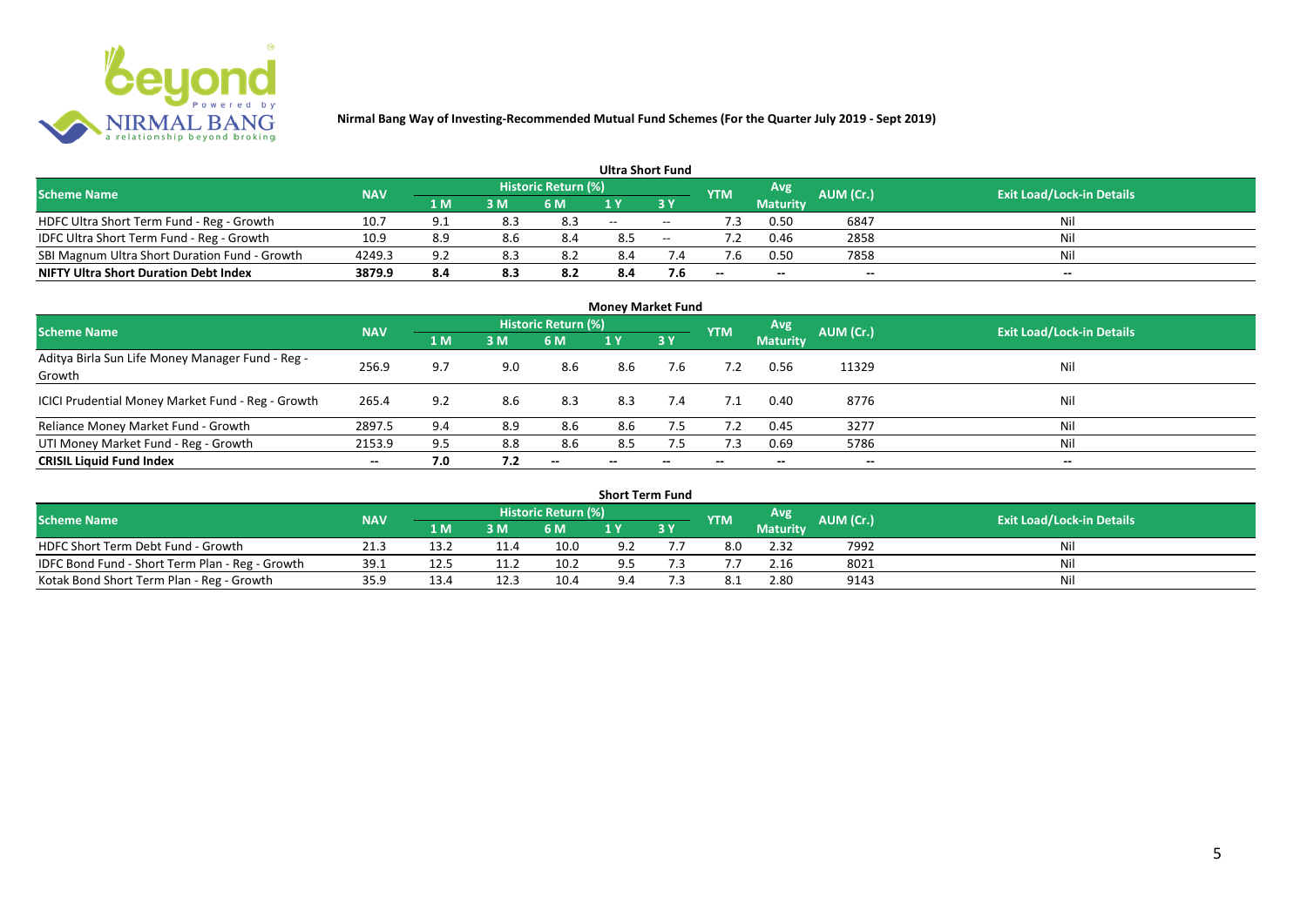**Nirmal Bang Way of Investing-Recommended Mutual Fund Schemes (For the Quarter July 2019 - Sept 2019)**

## Ultra Short Fund

| Scheme Name | NAV | Historic Return (%) | | | | | YTM | Avg Maturity | AUM (Cr.) | Exit Load/Lock-in Details |
|---|---|---|---|---|---|---|---|---|---|---|
| | | 1 M | 3 M | 6 M | 1 Y | 3 Y | | | | |
| HDFC Ultra Short Term Fund - Reg - Growth | 10.7 | 9.1 | 8.3 | 8.3 | -- | -- | 7.3 | 0.50 | 6847 | Nil |
| IDFC Ultra Short Term Fund - Reg - Growth | 10.9 | 8.9 | 8.6 | 8.4 | 8.5 | -- | 7.2 | 0.46 | 2858 | Nil |
| SBI Magnum Ultra Short Duration Fund - Growth | 4249.3 | 9.2 | 8.3 | 8.2 | 8.4 | 7.4 | 7.6 | 0.50 | 7858 | Nil |
| **NIFTY Ultra Short Duration Debt Index** | **3879.9** | **8.4** | **8.3** | **8.2** | **8.4** | **7.6** | **--** | **--** | **--** | **--** |

## Money Market Fund

| Scheme Name | NAV | Historic Return (%) | | | | | YTM | Avg Maturity | AUM (Cr.) | Exit Load/Lock-in Details |
|---|---|---|---|---|---|---|---|---|---|---|
| | | 1 M | 3 M | 6 M | 1 Y | 3 Y | | | | |
| Aditya Birla Sun Life Money Manager Fund - Reg - Growth | 256.9 | 9.7 | 9.0 | 8.6 | 8.6 | 7.6 | 7.2 | 0.56 | 11329 | Nil |
| ICICI Prudential Money Market Fund - Reg - Growth | 265.4 | 9.2 | 8.6 | 8.3 | 8.3 | 7.4 | 7.1 | 0.40 | 8776 | Nil |
| Reliance Money Market Fund - Growth | 2897.5 | 9.4 | 8.9 | 8.6 | 8.6 | 7.5 | 7.2 | 0.45 | 3277 | Nil |
| UTI Money Market Fund - Reg - Growth | 2153.9 | 9.5 | 8.8 | 8.6 | 8.5 | 7.5 | 7.3 | 0.69 | 5786 | Nil |
| **CRISIL Liquid Fund Index** | **--** | **7.0** | **7.2** | **--** | **--** | **--** | **--** | **--** | **--** | **--** |

## Short Term Fund

| Scheme Name | NAV | Historic Return (%) | | | | | YTM | Avg Maturity | AUM (Cr.) | Exit Load/Lock-in Details |
|---|---|---|---|---|---|---|---|---|---|---|
| | | 1 M | 3 M | 6 M | 1 Y | 3 Y | | | | |
| HDFC Short Term Debt Fund - Growth | 21.3 | 13.2 | 11.4 | 10.0 | 9.2 | 7.7 | 8.0 | 2.32 | 7992 | Nil |
| IDFC Bond Fund - Short Term Plan - Reg - Growth | 39.1 | 12.5 | 11.2 | 10.2 | 9.5 | 7.3 | 7.7 | 2.16 | 8021 | Nil |
| Kotak Bond Short Term Plan - Reg - Growth | 35.9 | 13.4 | 12.3 | 10.4 | 9.4 | 7.3 | 8.1 | 2.80 | 9143 | Nil |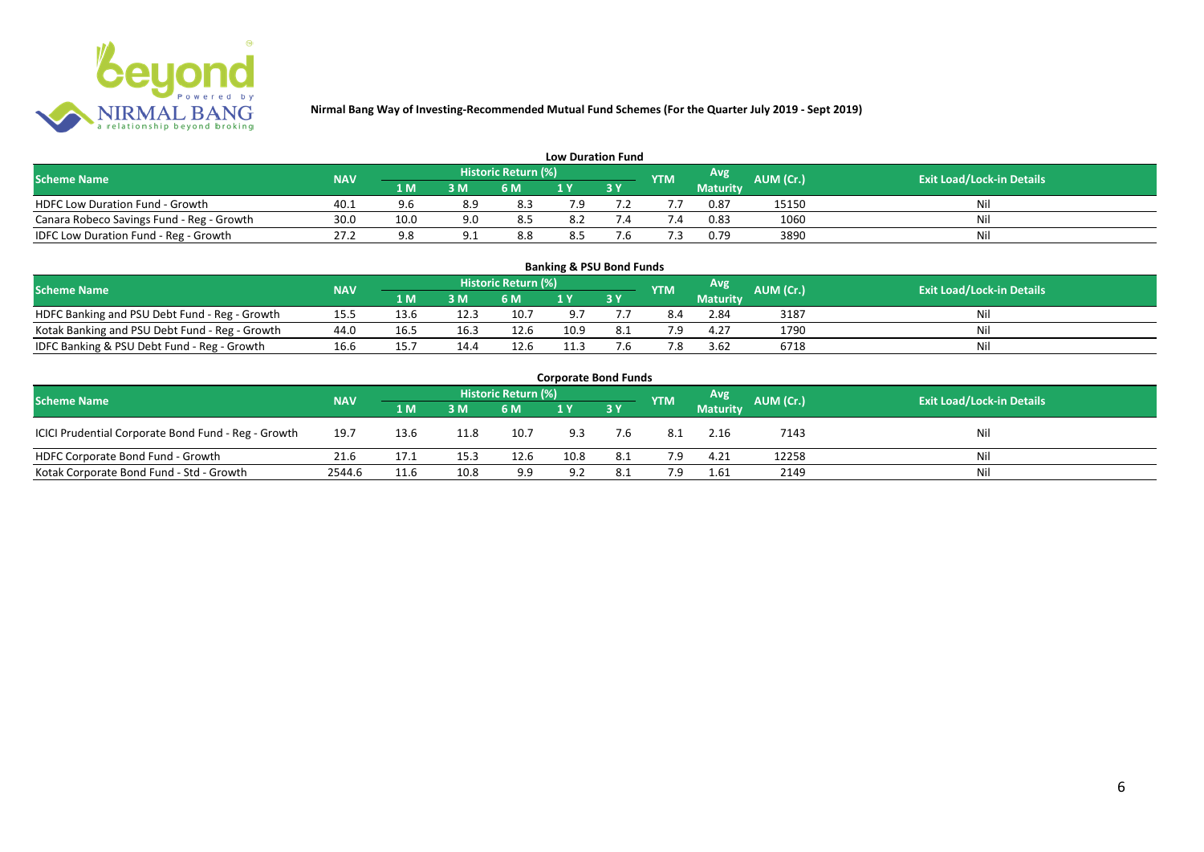**Nirmal Bang Way of Investing-Recommended Mutual Fund Schemes (For the Quarter July 2019 - Sept 2019)**

## Low Duration Fund

| Scheme Name | NAV | Historic Return (%) | | | | | YTM | Avg Maturity | AUM (Cr.) | Exit Load/Lock-in Details |
|---|---|---|---|---|---|---|---|---|---|---|
| | | 1 M | 3 M | 6 M | 1 Y | 3 Y | | | | |
| HDFC Low Duration Fund - Growth | 40.1 | 9.6 | 8.9 | 8.3 | 7.9 | 7.2 | 7.7 | 0.87 | 15150 | Nil |
| Canara Robeco Savings Fund - Reg - Growth | 30.0 | 10.0 | 9.0 | 8.5 | 8.2 | 7.4 | 7.4 | 0.83 | 1060 | Nil |
| IDFC Low Duration Fund - Reg - Growth | 27.2 | 9.8 | 9.1 | 8.8 | 8.5 | 7.6 | 7.3 | 0.79 | 3890 | Nil |

## Banking & PSU Bond Funds

| Scheme Name | NAV | Historic Return (%) | | | | | YTM | Avg Maturity | AUM (Cr.) | Exit Load/Lock-in Details |
|---|---|---|---|---|---|---|---|---|---|---|
| | | 1 M | 3 M | 6 M | 1 Y | 3 Y | | | | |
| HDFC Banking and PSU Debt Fund - Reg - Growth | 15.5 | 13.6 | 12.3 | 10.7 | 9.7 | 7.7 | 8.4 | 2.84 | 3187 | Nil |
| Kotak Banking and PSU Debt Fund - Reg - Growth | 44.0 | 16.5 | 16.3 | 12.6 | 10.9 | 8.1 | 7.9 | 4.27 | 1790 | Nil |
| IDFC Banking & PSU Debt Fund - Reg - Growth | 16.6 | 15.7 | 14.4 | 12.6 | 11.3 | 7.6 | 7.8 | 3.62 | 6718 | Nil |

## Corporate Bond Funds

| Scheme Name | NAV | Historic Return (%) | | | | | YTM | Avg Maturity | AUM (Cr.) | Exit Load/Lock-in Details |
|---|---|---|---|---|---|---|---|---|---|---|
| | | 1 M | 3 M | 6 M | 1 Y | 3 Y | | | | |
| ICICI Prudential Corporate Bond Fund - Reg - Growth | 19.7 | 13.6 | 11.8 | 10.7 | 9.3 | 7.6 | 8.1 | 2.16 | 7143 | Nil |
| HDFC Corporate Bond Fund - Growth | 21.6 | 17.1 | 15.3 | 12.6 | 10.8 | 8.1 | 7.9 | 4.21 | 12258 | Nil |
| Kotak Corporate Bond Fund - Std - Growth | 2544.6 | 11.6 | 10.8 | 9.9 | 9.2 | 8.1 | 7.9 | 1.61 | 2149 | Nil |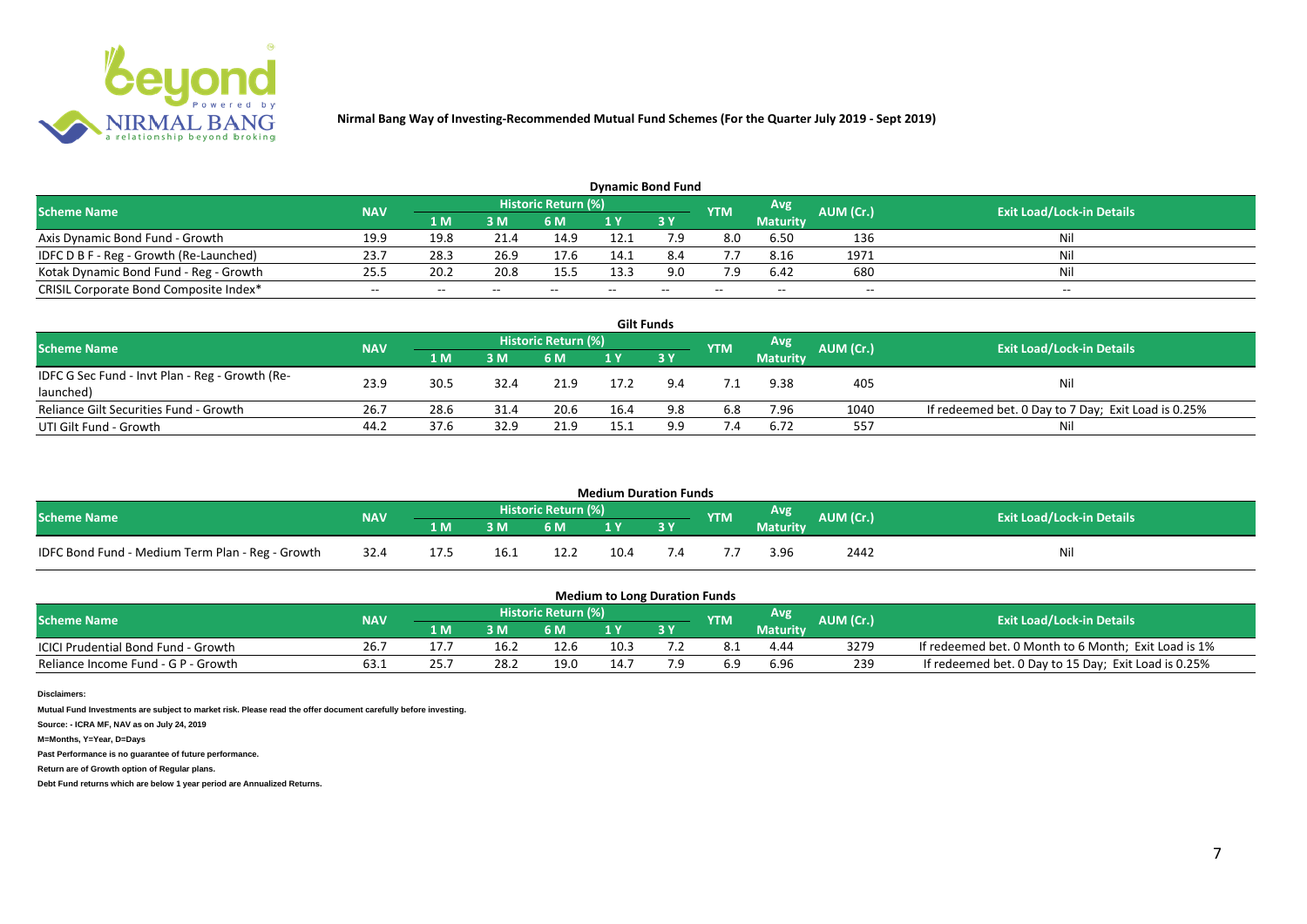**Nirmal Bang Way of Investing-Recommended Mutual Fund Schemes (For the Quarter July 2019 - Sept 2019)**

### Dynamic Bond Fund

| Scheme Name | NAV | Historic Return (%) | | | | | YTM | Avg Maturity | AUM (Cr.) | Exit Load/Lock-in Details |
|---|---|---|---|---|---|---|---|---|---|---|
| | | 1 M | 3 M | 6 M | 1 Y | 3 Y | | | | |
| Axis Dynamic Bond Fund - Growth | 19.9 | 19.8 | 21.4 | 14.9 | 12.1 | 7.9 | 8.0 | 6.50 | 136 | Nil |
| IDFC D B F - Reg - Growth (Re-Launched) | 23.7 | 28.3 | 26.9 | 17.6 | 14.1 | 8.4 | 7.7 | 8.16 | 1971 | Nil |
| Kotak Dynamic Bond Fund - Reg - Growth | 25.5 | 20.2 | 20.8 | 15.5 | 13.3 | 9.0 | 7.9 | 6.42 | 680 | Nil |
| CRISIL Corporate Bond Composite Index* | -- | -- | -- | -- | -- | -- | -- | -- | -- | -- |

### Gilt Funds

| Scheme Name | NAV | Historic Return (%) | | | | | YTM | Avg Maturity | AUM (Cr.) | Exit Load/Lock-in Details |
|---|---|---|---|---|---|---|---|---|---|---|
| | | 1 M | 3 M | 6 M | 1 Y | 3 Y | | | | |
| IDFC G Sec Fund - Invt Plan - Reg - Growth (Re-launched) | 23.9 | 30.5 | 32.4 | 21.9 | 17.2 | 9.4 | 7.1 | 9.38 | 405 | Nil |
| Reliance Gilt Securities Fund - Growth | 26.7 | 28.6 | 31.4 | 20.6 | 16.4 | 9.8 | 6.8 | 7.96 | 1040 | If redeemed bet. 0 Day to 7 Day; Exit Load is 0.25% |
| UTI Gilt Fund - Growth | 44.2 | 37.6 | 32.9 | 21.9 | 15.1 | 9.9 | 7.4 | 6.72 | 557 | Nil |

### Medium Duration Funds

| Scheme Name | NAV | Historic Return (%) | | | | | YTM | Avg Maturity | AUM (Cr.) | Exit Load/Lock-in Details |
|---|---|---|---|---|---|---|---|---|---|---|
| | | 1 M | 3 M | 6 M | 1 Y | 3 Y | | | | |
| IDFC Bond Fund - Medium Term Plan - Reg - Growth | 32.4 | 17.5 | 16.1 | 12.2 | 10.4 | 7.4 | 7.7 | 3.96 | 2442 | Nil |

### Medium to Long Duration Funds

| Scheme Name | NAV | Historic Return (%) | | | | | YTM | Avg Maturity | AUM (Cr.) | Exit Load/Lock-in Details |
|---|---|---|---|---|---|---|---|---|---|---|
| | | 1 M | 3 M | 6 M | 1 Y | 3 Y | | | | |
| ICICI Prudential Bond Fund - Growth | 26.7 | 17.7 | 16.2 | 12.6 | 10.3 | 7.2 | 8.1 | 4.44 | 3279 | If redeemed bet. 0 Month to 6 Month; Exit Load is 1% |
| Reliance Income Fund - G P - Growth | 63.1 | 25.7 | 28.2 | 19.0 | 14.7 | 7.9 | 6.9 | 6.96 | 239 | If redeemed bet. 0 Day to 15 Day; Exit Load is 0.25% |

**Disclaimers:**

**Mutual Fund Investments are subject to market risk. Please read the offer document carefully before investing.**

**Source: - ICRA MF, NAV as on July 24, 2019**

**M=Months, Y=Year, D=Days**

**Past Performance is no guarantee of future performance.**

**Return are of Growth option of Regular plans.**

**Debt Fund returns which are below 1 year period are Annualized Returns.**